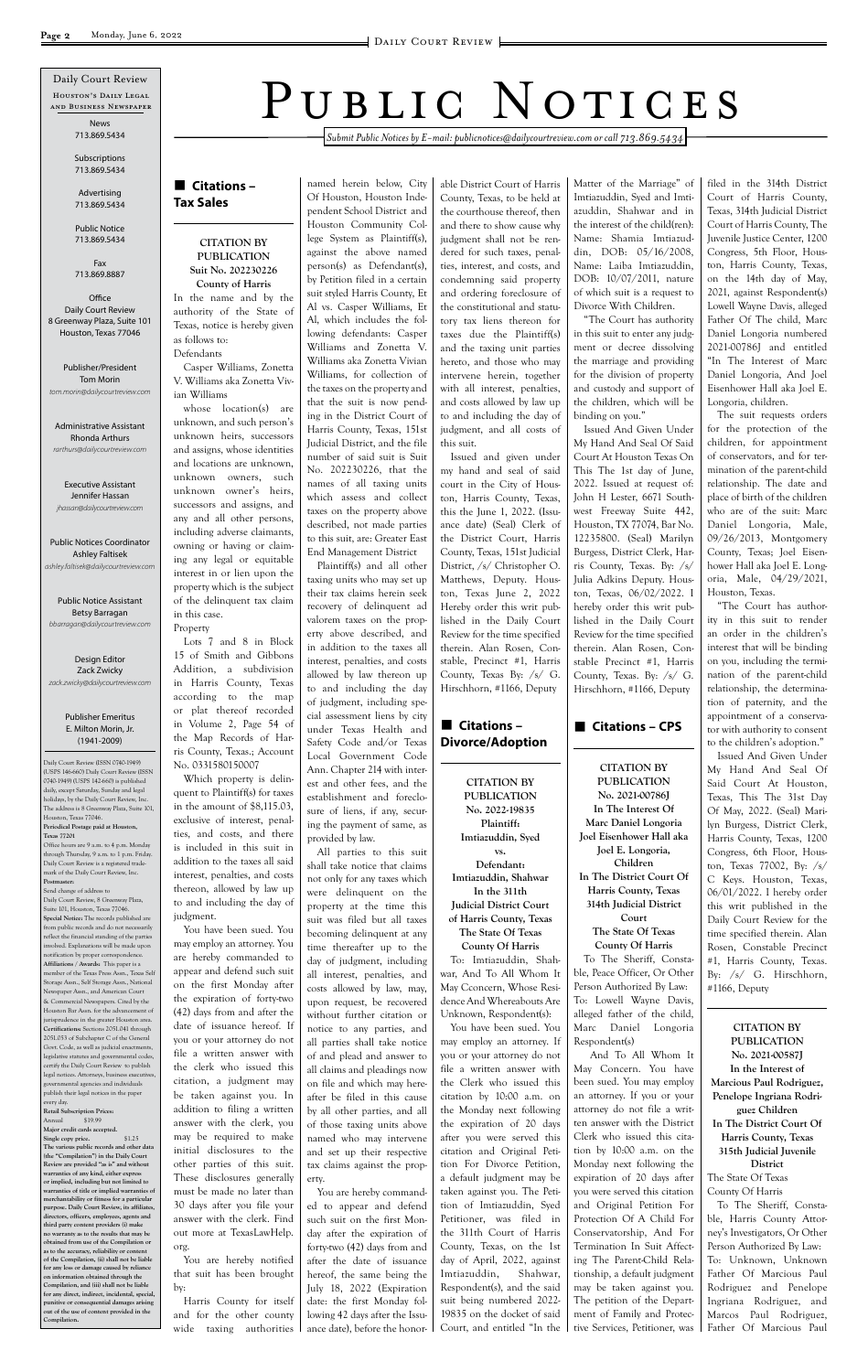# Public Notices

*Submit Public Notices by E-mail: publicnotices@dailycourtreview.com or call 713.869.5434*

**Daily Court Review**
Houston's Daily Legal and Business Newspaper

News
713.869.5434

Subscriptions
713.869.5434

Advertising
713.869.5434

Public Notice
713.869.5434

Fax
713.869.8887

Office
Daily Court Review
8 Greenway Plaza, Suite 101
Houston, Texas 77046

Publisher/President
Tom Morin
*tom.morin@dailycourtreview.com*

Administrative Assistant
Rhonda Arthurs
*rarthurs@dailycourtreview.com*

Executive Assistant
Jennifer Hassan
*jhassan@dailycourtreview.com*

Public Notices Coordinator
Ashley Faltisek
*ashley.faltisek@dailycourtreview.com*

Public Notice Assistant
Betsy Barragan
*bbarragan@dailycourtreview.com*

Design Editor
Zack Zwicky
*zack.zwicky@dailycourtreview.com*

Publisher Emeritus
E. Milton Morin, Jr.
(1941-2009)

Daily Court Review (ISSN 0740-1949) (USPS 146-660) Daily Court Review (ISSN 0740-1949) (USPS 142-660) is published daily, except Saturday, Sunday and legal holidays, by the Daily Court Review, Inc. The address is 8 Greenway Plaza, Suite 101, Houston, Texas 77046.
**Periodical Postage paid at Houston, Texas 77201**
Office hours are 9 a.m. to 4 p.m. Monday through Thursday, 9 a.m. to 1 p.m. Friday. Daily Court Review is a registered trademark of the Daily Court Review, Inc.
**Postmaster:**
Send change of address to
Daily Court Review, 8 Greenway Plaza, Suite 101, Houston, Texas 77046.
**Special Notice:** The records published are from public records and do not necessarily reflect the financial standing of the parties involved. Explanations will be made upon notification by proper correspondence.
**Affiliations / Awards:** This paper is a member of the Texas Press Assn., Texas Self Storage Assn., Self Storage Assn., National Newspaper Assn., and American Court & Commercial Newspapers. Cited by the Houston Bar Assn. for the advancement of jurisprudence in the greater Houston area.
**Certifications:** Sections 2051.041 through 2051.053 of Subchapter C of the General Govt. Code, as well as judicial enactments, legislative statutes and governmental codes, certify the Daily Court Review to publish legal notices. Attorneys, business executives, governmental agencies and individuals publish their legal notices in the paper every day.
**Retail Subscription Prices:**
Annual $39.99
**Major credit cards accepted.**
**Single copy price.** $1.25
**The various public records and other data (the "Compilation") in the Daily Court Review are provided "as is" and without warranties of any kind, either express or implied, including but not limited to warranties of title or implied warranties of merchantability or fitness for a particular purpose. Daily Court Review, its affiliates, directors, officers, employees, agents and third party content providers (i) make no warranty as to the results that may be obtained from use of the Compilation or as to the accuracy, reliability or content of the Compilation, (ii) shall not be liable for any loss or damage caused by reliance on information obtained through the Compilation, and (iii) shall not be liable for any direct, indirect, incidental, special, punitive or consequential damages arising out of the use of content provided in the Compilation.**

## Citations – Tax Sales

**CITATION BY PUBLICATION**
**Suit No. 202230226**
**County of Harris**

In the name and by the authority of the State of Texas, notice is hereby given as follows to:

Defendants

Casper Williams, Zonetta V. Williams aka Zonetta Vivian Williams

whose location(s) are unknown, and such person's unknown heirs, successors and assigns, whose identities and locations are unknown, unknown owners, such unknown owner's heirs, successors and assigns, and any and all other persons, including adverse claimants, owning or having or claiming any legal or equitable interest in or lien upon the property which is the subject of the delinquent tax claim in this case.

Property

Lots 7 and 8 in Block 15 of Smith and Gibbons Addition, a subdivision in Harris County, Texas according to the map or plat thereof recorded in Volume 2, Page 54 of the Map Records of Harris County, Texas.; Account No. 0331580150007

Which property is delinquent to Plaintiff(s) for taxes in the amount of $8,115.03, exclusive of interest, penalties, and costs, and there is included in this suit in addition to the taxes all said interest, penalties, and costs thereon, allowed by law up to and including the day of judgment.

You have been sued. You may employ an attorney. You are hereby commanded to appear and defend such suit on the first Monday after the expiration of forty-two (42) days from and after the date of issuance hereof. If you or your attorney do not file a written answer with the clerk who issued this citation, a judgment may be taken against you. In addition to filing a written answer with the clerk, you may be required to make initial disclosures to the other parties of this suit. These disclosures generally must be made no later than 30 days after you file your answer with the clerk. Find out more at TexasLawHelp.org.

You are hereby notified that suit has been brought by:

Harris County for itself and for the other county wide taxing authorities named herein below, City Of Houston, Houston Independent School District and Houston Community College System as Plaintiff(s), against the above named person(s) as Defendant(s), by Petition filed in a certain suit styled Harris County, Et Al vs. Casper Williams, Et Al, which includes the following defendants: Casper Williams and Zonetta V. Williams aka Zonetta Vivian Williams, for collection of the taxes on the property and that the suit is now pending in the District Court of Harris County, Texas, 151st Judicial District, and the file number of said suit is Suit No. 202230226, that the names of all taxing units which assess and collect taxes on the property above described, not made parties to this suit, are: Greater East End Management District

Plaintiff(s) and all other taxing units who may set up their tax claims herein seek recovery of delinquent ad valorem taxes on the property above described, and in addition to the taxes all interest, penalties, and costs allowed by law thereon up to and including the day of judgment, including special assessment liens by city under Texas Health and Safety Code and/or Texas Local Government Code Ann. Chapter 214 with interest and other fees, and the establishment and foreclosure of liens, if any, securing the payment of same, as provided by law.

All parties to this suit shall take notice that claims not only for any taxes which were delinquent on the property at the time this suit was filed but all taxes becoming delinquent at any time thereafter up to the day of judgment, including all interest, penalties, and costs allowed by law, may, upon request, be recovered without further citation or notice to any parties, and all parties shall take notice of and plead and answer to all claims and pleadings now on file and which may hereafter be filed in this cause by all other parties, and all of those taxing units above named who may intervene and set up their respective tax claims against the property.

You are hereby commanded to appear and defend such suit on the first Monday after the expiration of forty-two (42) days from and after the date of issuance hereof, the same being the July 18, 2022 (Expiration date: the first Monday following 42 days after the Issuance date), before the honorable District Court of Harris County, Texas, to be held at the courthouse thereof, then and there to show cause why judgment shall not be rendered for such taxes, penalties, interest, and costs, and condemning said property and ordering foreclosure of the constitutional and statutory tax liens thereon for taxes due the Plaintiff(s) and the taxing unit parties hereto, and those who may intervene herein, together with all interest, penalties, and costs allowed by law up to and including the day of judgment, and all costs of this suit.

Issued and given under my hand and seal of said court in the City of Houston, Harris County, Texas, this the June 1, 2022. (Issuance date) (Seal) Clerk of the District Court, Harris County, Texas, 151st Judicial District, /s/ Christopher O. Matthews, Deputy. Houston, Texas June 2, 2022 Hereby order this writ published in the Daily Court Review for the time specified therein. Alan Rosen, Constable, Precinct #1, Harris County, Texas By: /s/ G. Hirschhorn, #1166, Deputy

## Citations – Divorce/Adoption

**CITATION BY PUBLICATION**
**No. 2022-19835**
**Plaintiff:**
**Imtiazuddin, Syed**
**vs.**
**Defendant:**
**Imtiazuddin, Shahwar**
**In the 311th Judicial District Court of Harris County, Texas**
**The State Of Texas**
**County Of Harris**

To: Imtiazuddin, Shahwar, And To All Whom It May Cconcern, Whose Residence And Whereabouts Are Unknown, Respondent(s):

You have been sued. You may employ an attorney. If you or your attorney do not file a written answer with the Clerk who issued this citation by 10:00 a.m. on the Monday next following the expiration of 20 days after you were served this citation and Original Petition For Divorce Petition, a default judgment may be taken against you. The Petition of Imtiazuddin, Syed Petitioner, was filed in the 311th Court of Harris County, Texas, on the 1st day of April, 2022, against Imtiazuddin, Shahwar, Respondent(s), and the said suit being numbered 2022-19835 on the docket of said Court, and entitled "In the Matter of the Marriage" of Imtiazuddin, Syed and Imtiazuddin, Shahwar and in the interest of the child(ren): Name: Shamia Imtiazuddin, DOB: 05/16/2008, Name: Laiba Imtiazuddin, DOB: 10/07/2011, nature of which suit is a request to Divorce With Children.

"The Court has authority in this suit to enter any judgment or decree dissolving the marriage and providing for the division of property and custody and support of the children, which will be binding on you."

Issued And Given Under My Hand And Seal Of Said Court At Houston Texas On This The 1st day of June, 2022. Issued at request of: John H Lester, 6671 Southwest Freeway Suite 442, Houston, TX 77074, Bar No. 12235800. (Seal) Marilyn Burgess, District Clerk, Harris County, Texas. By: /s/ Julia Adkins Deputy. Houston, Texas, 06/02/2022. I hereby order this writ published in the Daily Court Review for the time specified therein. Alan Rosen, Constable Precinct #1, Harris County, Texas. By: /s/ G. Hirschhorn, #1166, Deputy

## Citations – CPS

**CITATION BY PUBLICATION**
**No. 2021-00786J**
**In The Interest Of Marc Daniel Longoria Joel Eisenhower Hall aka Joel E. Longoria, Children**
**In The District Court Of Harris County, Texas 314th Judicial District Court**
**The State Of Texas**
**County Of Harris**

To The Sheriff, Peace Officer, Or Other Person Authorized By Law: To: Lowell Wayne Davis, alleged father of the child, Marc Daniel Longoria Respondent(s)

And To All Whom It May Concern. You have been sued. You may employ an attorney. If you or your attorney do not file a written answer with the District Clerk who issued this citation by 10:00 a.m. on the Monday next following the expiration of 20 days after you were served this citation and Original Petition For Protection Of A Child For Conservatorship, And For Termination In Suit Affecting The Parent-Child Relationship, a default judgment may be taken against you. The petition of the Department of Family and Protective Services, Petitioner, was filed in the 314th District Court of Harris County, Texas, 314th Judicial District Court of Harris County, The Juvenile Justice Center, 1200 Congress, 5th Floor, Houston, Harris County, Texas, on the 14th day of May, 2021, against Respondent(s) Lowell Wayne Davis, alleged Father Of The child, Marc Daniel Longoria numbered 2021-00786J and entitled "In The Interest of Marc Daniel Longoria, And Joel Eisenhower Hall aka Joel E. Longoria, children.

The suit requests orders for the protection of the children, for appointment of conservators, and for termination of the parent-child relationship. The date and place of birth of the children who are of the suit: Marc Daniel Longoria, Male, 09/26/2013, Montgomery County, Texas; Joel Eisenhower Hall aka Joel E. Longoria, Male, 04/29/2021, Houston, Texas.

"The Court has authority in this suit to render an order in the children's interest that will be binding on you, including the termination of the parent-child relationship, the determination of paternity, and the appointment of a conservator with authority to consent to the children's adoption."

Issued And Given Under My Hand And Seal Of Said Court At Houston, Texas, This The 31st Day Of May, 2022. (Seal) Marilyn Burgess, District Clerk, Harris County, Texas, 1200 Congress, 6th Floor, Houston, Texas 77002, By: /s/ C Keys. Houston, Texas, 06/01/2022. I hereby order this writ published in the Daily Court Review for the time specified therein. Alan Rosen, Constable Precinct #1, Harris County, Texas. By: /s/ G. Hirschhorn, #1166, Deputy

**CITATION BY PUBLICATION**
**No. 2021-00587J**
**In the Interest of Marcious Paul Rodriguez, Penelope Ingriana Rodriguez Children**
**In The District Court Of Harris County, Texas 315th Judicial Juvenile District**

The State Of Texas
County Of Harris

To The Sheriff, Harris County Attorney's Investigators, Or Other Person Authorized By Law: To: Unknown, Unknown Father Of Marcious Paul Rodriguez and Penelope Ingriana Rodriguez, and Marcos Paul Rodriguez, Father Of Marcious Paul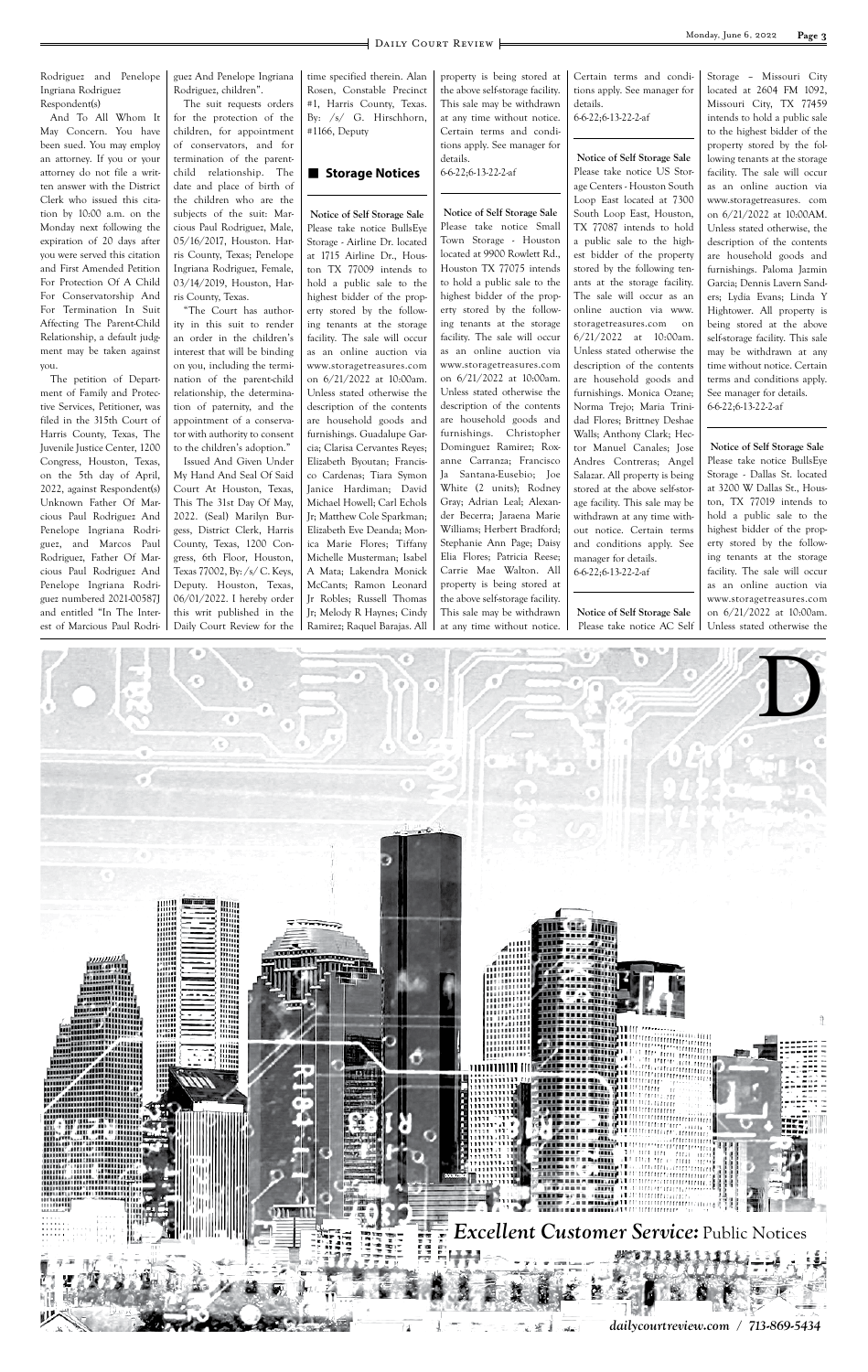Rodriguez and Penelope Ingriana Rodriguez Respondent(s)

And To All Whom It May Concern. You have been sued. You may employ an attorney. If you or your attorney do not file a written answer with the District Clerk who issued this citation by 10:00 a.m. on the Monday next following the expiration of 20 days after you were served this citation and First Amended Petition For Protection Of A Child For Conservatorship And For Termination In Suit Affecting The Parent-Child Relationship, a default judgment may be taken against you.

The petition of Department of Family and Protective Services, Petitioner, was filed in the 315th Court of Harris County, Texas, The Juvenile Justice Center, 1200 Congress, Houston, Texas, on the 5th day of April, 2022, against Respondent(s) Unknown Father Of Marcious Paul Rodriguez And Penelope Ingriana Rodriguez, and Marcos Paul Rodriguez, Father Of Marcious Paul Rodriguez And Penelope Ingriana Rodriguez numbered 2021-00587J and entitled "In The Interest of Marcious Paul Rodriguez And Penelope Ingriana Rodriguez, children".

The suit requests orders for the protection of the children, for appointment of conservators, and for termination of the parent-child relationship. The date and place of birth of the children who are the subjects of the suit: Marcious Paul Rodriguez, Male, 05/16/2017, Houston. Harris County, Texas; Penelope Ingriana Rodriguez, Female, 03/14/2019, Houston, Harris County, Texas.

"The Court has authority in this suit to render an order in the children's interest that will be binding on you, including the termination of the parent-child relationship, the determination of paternity, and the appointment of a conservator with authority to consent to the children's adoption."

Issued And Given Under My Hand And Seal Of Said Court At Houston, Texas, This The 31st Day Of May, 2022. (Seal) Marilyn Burgess, District Clerk, Harris County, Texas, 1200 Congress, 6th Floor, Houston, Texas 77002, By: /s/ C. Keys, Deputy. Houston, Texas, 06/01/2022. I hereby order this writ published in the Daily Court Review for the time specified therein. Alan Rosen, Constable Precinct #1, Harris County, Texas. By: /s/ G. Hirschhorn, #1166, Deputy

## Storage Notices

**Notice of Self Storage Sale**

Please take notice BullsEye Storage - Airline Dr. located at 1715 Airline Dr., Houston TX 77009 intends to hold a public sale to the highest bidder of the property stored by the following tenants at the storage facility. The sale will occur as an online auction via www.storagetreasures.com on 6/21/2022 at 10:00am. Unless stated otherwise the description of the contents are household goods and furnishings. Guadalupe Garcia; Clarisa Cervantes Reyes; Elizabeth Byoutan; Francisco Cardenas; Tiara Symon Janice Hardiman; David Michael Howell; Carl Echols Jr; Matthew Cole Sparkman; Elizabeth Eve Deanda; Monica Marie Flores; Tiffany Michelle Musterman; Isabel A Mata; Lakendra Monick McCants; Ramon Leonard Jr Robles; Russell Thomas Jr; Melody R Haynes; Cindy Ramirez; Raquel Barajas. All property is being stored at the above self-storage facility. This sale may be withdrawn at any time without notice. Certain terms and conditions apply. See manager for details.

6-6-22;6-13-22-2-af

**Notice of Self Storage Sale**

Please take notice Small Town Storage - Houston located at 9900 Rowlett Rd., Houston TX 77075 intends to hold a public sale to the highest bidder of the property stored by the following tenants at the storage facility. The sale will occur as an online auction via www.storagetreasures.com on 6/21/2022 at 10:00am. Unless stated otherwise the description of the contents are household goods and furnishings. Christopher Dominguez Ramirez; Roxanne Carranza; Francisco Ja Santana-Eusebio; Joe White (2 units); Rodney Gray; Adrian Leal; Alexander Becerra; Jaraena Marie Williams; Herbert Bradford; Stephanie Ann Page; Daisy Elia Flores; Patricia Reese; Carrie Mae Walton. All property is being stored at the above self-storage facility. This sale may be withdrawn at any time without notice. Certain terms and conditions apply. See manager for details.

6-6-22;6-13-22-2-af

**Notice of Self Storage Sale**

Please take notice US Storage Centers - Houston South Loop East located at 7300 South Loop East, Houston, TX 77087 intends to hold a public sale to the highest bidder of the property stored by the following tenants at the storage facility. The sale will occur as an online auction via www.storagetreasures.com on 6/21/2022 at 10:00am. Unless stated otherwise the description of the contents are household goods and furnishings. Monica Ozane; Norma Trejo; Maria Trinidad Flores; Brittney Deshae Walls; Anthony Clark; Hector Manuel Canales; Jose Andres Contreras; Angel Salazar. All property is being stored at the above self-storage facility. This sale may be withdrawn at any time without notice. Certain terms and conditions apply. See manager for details.

6-6-22;6-13-22-2-af

**Notice of Self Storage Sale**

Please take notice AC Self Storage – Missouri City located at 2604 FM 1092, Missouri City, TX 77459 intends to hold a public sale to the highest bidder of the property stored by the following tenants at the storage facility. The sale will occur as an online auction via www.storagetreasures. com on 6/21/2022 at 10:00AM. Unless stated otherwise, the description of the contents are household goods and furnishings. Paloma Jazmin Garcia; Dennis Lavern Sanders; Lydia Evans; Linda Y Hightower. All property is being stored at the above self-storage facility. This sale may be withdrawn at any time without notice. Certain terms and conditions apply. See manager for details.

6-6-22;6-13-22-2-af

**Notice of Self Storage Sale**

Please take notice BullsEye Storage - Dallas St. located at 3200 W Dallas St., Houston, TX 77019 intends to hold a public sale to the highest bidder of the property stored by the following tenants at the storage facility. The sale will occur as an online auction via www.storagetreasures.com on 6/21/2022 at 10:00am. Unless stated otherwise the

*Excellent Customer Service:* Public Notices

*dailycourtreview.com / 713-869-5434*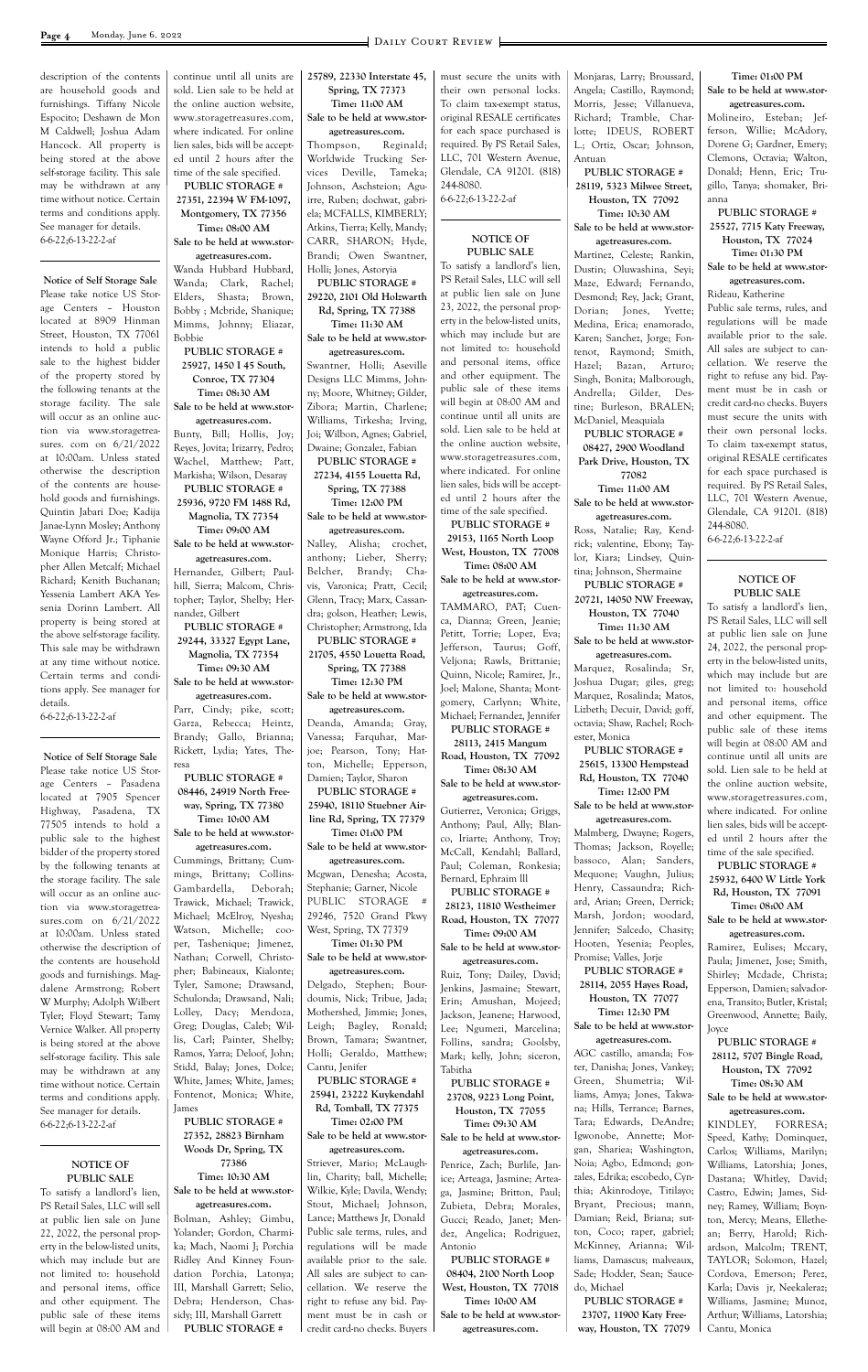description of the contents are household goods and furnishings. Tiffany Nicole Espocito; Deshawn de Mon M Caldwell; Joshua Adam Hancock. All property is being stored at the above self-storage facility. This sale may be withdrawn at any time without notice. Certain terms and conditions apply. See manager for details.
6-6-22;6-13-22-2-af

**Notice of Self Storage Sale**
Please take notice US Storage Centers – Houston located at 8909 Hinman Street, Houston, TX 77061 intends to hold a public sale to the highest bidder of the property stored by the following tenants at the storage facility. The sale will occur as an online auction via www.storagetreasures. com on 6/21/2022 at 10:00am. Unless stated otherwise the description of the contents are household goods and furnishings. Quintin Jabari Doe; Kadija Janae-Lynn Mosley; Anthony Wayne Offord Jr.; Tiphanie Monique Harris; Christopher Allen Metcalf; Michael Richard; Kenith Buchanan; Yessenia Lambert AKA Yessenia Dorinn Lambert. All property is being stored at the above self-storage facility. This sale may be withdrawn at any time without notice. Certain terms and conditions apply. See manager for details.
6-6-22;6-13-22-2-af

**Notice of Self Storage Sale**
Please take notice US Storage Centers – Pasadena located at 7905 Spencer Highway, Pasadena, TX 77505 intends to hold a public sale to the highest bidder of the property stored by the following tenants at the storage facility. The sale will occur as an online auction via www.storagetreasures.com on 6/21/2022 at 10:00am. Unless stated otherwise the description of the contents are household goods and furnishings. Magdalene Armstrong; Robert W Murphy; Adolph Wilbert Tyler; Floyd Stewart; Tamy Vernice Walker. All property is being stored at the above self-storage facility. This sale may be withdrawn at any time without notice. Certain terms and conditions apply. See manager for details.
6-6-22;6-13-22-2-af

**NOTICE OF PUBLIC SALE**
To satisfy a landlord's lien, PS Retail Sales, LLC will sell at public lien sale on June 22, 2022, the personal property in the below-listed units, which may include but are not limited to: household and personal items, office and other equipment. The public sale of these items will begin at 08:00 AM and continue until all units are sold. Lien sale to be held at the online auction website, www.storagetreasures.com, where indicated. For online lien sales, bids will be accepted until 2 hours after the time of the sale specified.

**PUBLIC STORAGE # 27351, 22394 W FM-1097, Montgomery, TX 77356**
**Time: 08:00 AM**
**Sale to be held at www.storagetreasures.com.**
Wanda Hubbard Hubbard, Wanda; Clark, Rachel; Elders, Shasta; Brown, Bobby ; Mcbride, Shanique; Mimms, Johnny; Eliazar, Bobbie

**PUBLIC STORAGE # 25927, 1450 I 45 South, Conroe, TX 77304**
**Time: 08:30 AM**
**Sale to be held at www.storagetreasures.com.**
Bunty, Bill; Hollis, Joy; Reyes, Jovita; Irizarry, Pedro; Wachel, Matthew; Patt, Markisha; Wilson, Desaray

**PUBLIC STORAGE # 25936, 9720 FM 1488 Rd, Magnolia, TX 77354**
**Time: 09:00 AM**
**Sale to be held at www.storagetreasures.com.**
Hernandez, Gilbert; Paulhill, Sierra; Malcom, Christopher; Taylor, Shelby; Hernandez, Gilbert

**PUBLIC STORAGE # 29244, 33327 Egypt Lane, Magnolia, TX 77354**
**Time: 09:30 AM**
**Sale to be held at www.storagetreasures.com.**
Parr, Cindy; pike, scott; Garza, Rebecca; Heintz, Brandy; Gallo, Brianna; Rickett, Lydia; Yates, Theresa

**PUBLIC STORAGE # 08446, 24919 North Freeway, Spring, TX 77380**
**Time: 10:00 AM**
**Sale to be held at www.storagetreasures.com.**
Cummings, Brittany; Cummings, Brittany; Collins-Gambardella, Deborah; Trawick, Michael; Trawick, Michael; McElroy, Nyesha; Watson, Michelle; cooper, Tashenique; Jimenez, Nathan; Corwell, Christopher; Babineaux, Kialonte; Tyler, Samone; Drawsand, Schulonda; Drawsand, Nali; Lolley, Dacy; Mendoza, Greg; Douglas, Caleb; Willis, Carl; Painter, Shelby; Ramos, Yarra; Deloof, John; Stidd, Balay; Jones, Dolce; White, James; White, James; Fontenot, Monica; White, James

**PUBLIC STORAGE # 27352, 28823 Birnham Woods Dr, Spring, TX 77386**
**Time: 10:30 AM**
**Sale to be held at www.storagetreasures.com.**
Bolman, Ashley; Gimbu, Yolander; Gordon, Charmika; Mach, Naomi J; Porchia Ridley And Kinney Foundation Porchia, Latonya; III, Marshall Garrett; Selio, Debra; Henderson, Chassidy; III, Marshall Garrett

**PUBLIC STORAGE # 25789, 22330 Interstate 45, Spring, TX 77373**
**Time: 11:00 AM**
**Sale to be held at www.storagetreasures.com.**
Thompson, Reginald; Worldwide Trucking Services Deville, Tameka; Johnson, Aschsteion; Aguirre, Ruben; dochwat, gabriela; MCFALLS, KIMBERLY; Atkins, Tierra; Kelly, Mandy; CARR, SHARON; Hyde, Brandi; Owen Swantner, Holli; Jones, Astoryia

**PUBLIC STORAGE # 29220, 2101 Old Holzwarth Rd, Spring, TX 77388**
**Time: 11:30 AM**
**Sale to be held at www.storagetreasures.com.**
Swantner, Holli; Aseville Designs LLC Mimms, Johnny; Moore, Whitney; Gilder, Zibora; Martin, Charlene; Williams, Tirkesha; Irving, Joi; Wilbon, Agnes; Gabriel, Dwaine; Gonzalez, Fabian

**PUBLIC STORAGE # 27234, 4155 Louetta Rd, Spring, TX 77388**
**Time: 12:00 PM**
**Sale to be held at www.storagetreasures.com.**
Nalley, Alisha; crochet, anthony; Lieber, Sherry; Belcher, Brandy; Chavis, Varonica; Pratt, Cecil; Glenn, Tracy; Marx, Cassandra; golson, Heather; Lewis, Christopher; Armstrong, Ida

**PUBLIC STORAGE # 21705, 4550 Louetta Road, Spring, TX 77388**
**Time: 12:30 PM**
**Sale to be held at www.storagetreasures.com.**
Deanda, Amanda; Gray, Vanessa; Farquhar, Marjoe; Pearson, Tony; Hatton, Michelle; Epperson, Damien; Taylor, Sharon

**PUBLIC STORAGE # 25940, 18110 Stuebner Airline Rd, Spring, TX 77379**
**Time: 01:00 PM**
**Sale to be held at www.storagetreasures.com.**
Mcgwan, Denesha; Acosta, Stephanie; Garner, Nicole

**PUBLIC STORAGE # 29246, 7520 Grand Pkwy West, Spring, TX 77379**
**Time: 01:30 PM**
**Sale to be held at www.storagetreasures.com.**
Delgado, Stephen; Bourdoumis, Nick; Tribue, Jada; Mothershed, Jimmie; Jones, Leigh; Bagley, Ronald; Brown, Tamara; Swantner, Holli; Geraldo, Matthew; Cantu, Jenifer

**PUBLIC STORAGE # 25941, 23222 Kuykendahl Rd, Tomball, TX 77375**
**Time: 02:00 PM**
**Sale to be held at www.storagetreasures.com.**
Striever, Mario; McLaughlin, Charity; ball, Michelle; Wilkie, Kyle; Davila, Wendy; Stout, Michael; Johnson, Lance; Matthews Jr, Donald

Public sale terms, rules, and regulations will be made available prior to the sale. All sales are subject to cancellation. We reserve the right to refuse any bid. Payment must be in cash or credit card-no checks. Buyers must secure the units with their own personal locks. To claim tax-exempt status, original RESALE certificates for each space purchased is required. By PS Retail Sales, LLC, 701 Western Avenue, Glendale, CA 91201. (818) 244-8080.
6-6-22;6-13-22-2-af

**NOTICE OF PUBLIC SALE**
To satisfy a landlord's lien, PS Retail Sales, LLC will sell at public lien sale on June 23, 2022, the personal property in the below-listed units, which may include but are not limited to: household and personal items, office and other equipment. The public sale of these items will begin at 08:00 AM and continue until all units are sold. Lien sale to be held at the online auction website, www.storagetreasures.com, where indicated. For online lien sales, bids will be accepted until 2 hours after the time of the sale specified.

**PUBLIC STORAGE # 29153, 1165 North Loop West, Houston, TX 77008**
**Time: 08:00 AM**
**Sale to be held at www.storagetreasures.com.**
TAMMARO, PAT; Cuenca, Dianna; Green, Jeanie; Petitt, Torrie; Lopez, Eva; Jefferson, Taurus; Goff, Veljona; Rawls, Brittanie; Quinn, Nicole; Ramirez, Jr., Joel; Malone, Shanta; Montgomery, Carlynn; White, Michael; Fernandez, Jennifer

**PUBLIC STORAGE # 28113, 2415 Mangum Road, Houston, TX 77092**
**Time: 08:30 AM**
**Sale to be held at www.storagetreasures.com.**
Gutierrez, Veronica; Griggs, Anthony; Paul, Ally; Blanco, Iriarte; Anthony, Troy; McCall, Kendahl; Ballard, Paul; Coleman, Ronkesia; Bernard, Ephraim lll

**PUBLIC STORAGE # 28123, 11810 Westheimer Road, Houston, TX 77077**
**Time: 09:00 AM**
**Sale to be held at www.storagetreasures.com.**
Ruiz, Tony; Dailey, David; Jenkins, Jasmaine; Stewart, Erin; Amushan, Mojeed; Jackson, Jeanene; Harwood, Lee; Ngumezi, Marcelina; Follins, sandra; Goolsby, Mark; kelly, John; siceron, Tabitha

**PUBLIC STORAGE # 23708, 9223 Long Point, Houston, TX 77055**
**Time: 09:30 AM**
**Sale to be held at www.storagetreasures.com.**
Penrice, Zach; Burlile, Janice; Arteaga, Jasmine; Arteaga, Jasmine; Britton, Paul; Zubieta, Debra; Morales, Gucci; Reado, Janet; Mendez, Angelica; Rodriguez, Antonio

**PUBLIC STORAGE # 08404, 2100 North Loop West, Houston, TX 77018**
**Time: 10:00 AM**
**Sale to be held at www.storagetreasures.com.**
Monjaras, Larry; Broussard, Angela; Castillo, Raymond; Morris, Jesse; Villanueva, Richard; Tramble, Charlotte; IDEUS, ROBERT L.; Ortiz, Oscar; Johnson, Antuan

**PUBLIC STORAGE # 28119, 5323 Milwee Street, Houston, TX 77092**
**Time: 10:30 AM**
**Sale to be held at www.storagetreasures.com.**
Martinez, Celeste; Rankin, Dustin; Oluwashina, Seyi; Maze, Edward; Fernando, Desmond; Rey, Jack; Grant, Dorian; Jones, Yvette; Medina, Erica; enamorado, Karen; Sanchez, Jorge; Fontenot, Raymond; Smith, Hazel; Bazan, Arturo; Singh, Bonita; Malborough, Andrella; Gilder, Destine; Burleson, BRALEN; McDaniel, Meaquiala

**PUBLIC STORAGE # 08427, 2900 Woodland Park Drive, Houston, TX 77082**
**Time: 11:00 AM**
**Sale to be held at www.storagetreasures.com.**
Ross, Natalie; Ray, Kendrick; valentine, Ebony; Taylor, Kiara; Lindsey, Quintina; Johnson, Shermaine

**PUBLIC STORAGE # 20721, 14050 NW Freeway, Houston, TX 77040**
**Time: 11:30 AM**
**Sale to be held at www.storagetreasures.com.**
Marquez, Rosalinda; Sr, Joshua Dugar; giles, greg; Marquez, Rosalinda; Matos, Lizbeth; Decuir, David; goff, octavia; Shaw, Rachel; Rochester, Monica

**PUBLIC STORAGE # 25615, 13300 Hempstead Rd, Houston, TX 77040**
**Time: 12:00 PM**
**Sale to be held at www.storagetreasures.com.**
Malmberg, Dwayne; Rogers, Thomas; Jackson, Royelle; bassoco, Alan; Sanders, Mequone; Vaughn, Julius; Henry, Cassaundra; Richard, Arian; Green, Derrick; Marsh, Jordon; woodard, Jennifer; Salcedo, Chasity; Hooten, Yesenia; Peoples, Promise; Valles, Jorje

**PUBLIC STORAGE # 28114, 2055 Hayes Road, Houston, TX 77077**
**Time: 12:30 PM**
**Sale to be held at www.storagetreasures.com.**
AGC castillo, amanda; Foster, Danisha; Jones, Vankey; Green, Shumetria; Williams, Amya; Jones, Takwana; Hills, Terrance; Barnes, Tara; Edwards, DeAndre; Igwonobe, Annette; Moore, Noia; Agbo, Edmond; gonzales, Edrika; escobedo, Cynthia; Akinrodoye, Titilayo; Bryant, Precious; mann, Damian; Reid, Briana; sutton, Coco; raper, gabriel; McKinney, Arianna; Williams, Damascus; malveaux, Sade; Hodder, Sean; Saucedo, Michael

**PUBLIC STORAGE # 23707, 11900 Katy Freeway, Houston, TX 77079**
**Time: 01:00 PM**
**Sale to be held at www.storagetreasures.com.**
Molineiro, Esteban; Jefferson, Willie; McAdory, Dorene G; Gardner, Emery; Clemons, Octavia; Walton, Donald; Henn, Eric; Trugillo, Tanya; shomaker, Brianna

**PUBLIC STORAGE # 25527, 7715 Katy Freeway, Houston, TX 77024**
**Time: 01:30 PM**
**Sale to be held at www.storagetreasures.com.**
Rideau, Katherine

Public sale terms, rules, and regulations will be made available prior to the sale. All sales are subject to cancellation. We reserve the right to refuse any bid. Payment must be in cash or credit card-no checks. Buyers must secure the units with their own personal locks. To claim tax-exempt status, original RESALE certificates for each space purchased is required. By PS Retail Sales, LLC, 701 Western Avenue, Glendale, CA 91201. (818) 244-8080.
6-6-22;6-13-22-2-af

**NOTICE OF PUBLIC SALE**
To satisfy a landlord's lien, PS Retail Sales, LLC will sell at public lien sale on June 24, 2022, the personal property in the below-listed units, which may include but are not limited to: household and personal items, office and other equipment. The public sale of these items will begin at 08:00 AM and continue until all units are sold. Lien sale to be held at the online auction website, www.storagetreasures.com, where indicated. For online lien sales, bids will be accepted until 2 hours after the time of the sale specified.

**PUBLIC STORAGE # 25932, 6400 W Little York Rd, Houston, TX 77091**
**Time: 08:00 AM**
**Sale to be held at www.storagetreasures.com.**
Ramirez, Eulises; Mccary, Paula; Jimenez, Jose; Smith, Shirley; Mcdade, Christa; Epperson, Damien; salvadorena, Transito; Butler, Kristal; Greenwood, Annette; Baily, Joyce

**PUBLIC STORAGE # 28112, 5707 Bingle Road, Houston, TX 77092**
**Time: 08:30 AM**
**Sale to be held at www.storagetreasures.com.**
KINDLEY, FORRESA; Speed, Kathy; Dominquez, Carlos; Williams, Marilyn; Williams, Latorshia; Jones, Dastana; Whitley, David; Castro, Edwin; James, Sidney; Ramey, William; Boynton, Mercy; Means, Ellethean; Berry, Harold; Richardson, Malcolm; TRENT, TAYLOR; Solomon, Hazel; Cordova, Emerson; Perez, Karla; Davis jr, Neekaleraz; Williams, Jasmine; Munoz, Arthur; Williams, Latorshia; Cantu, Monica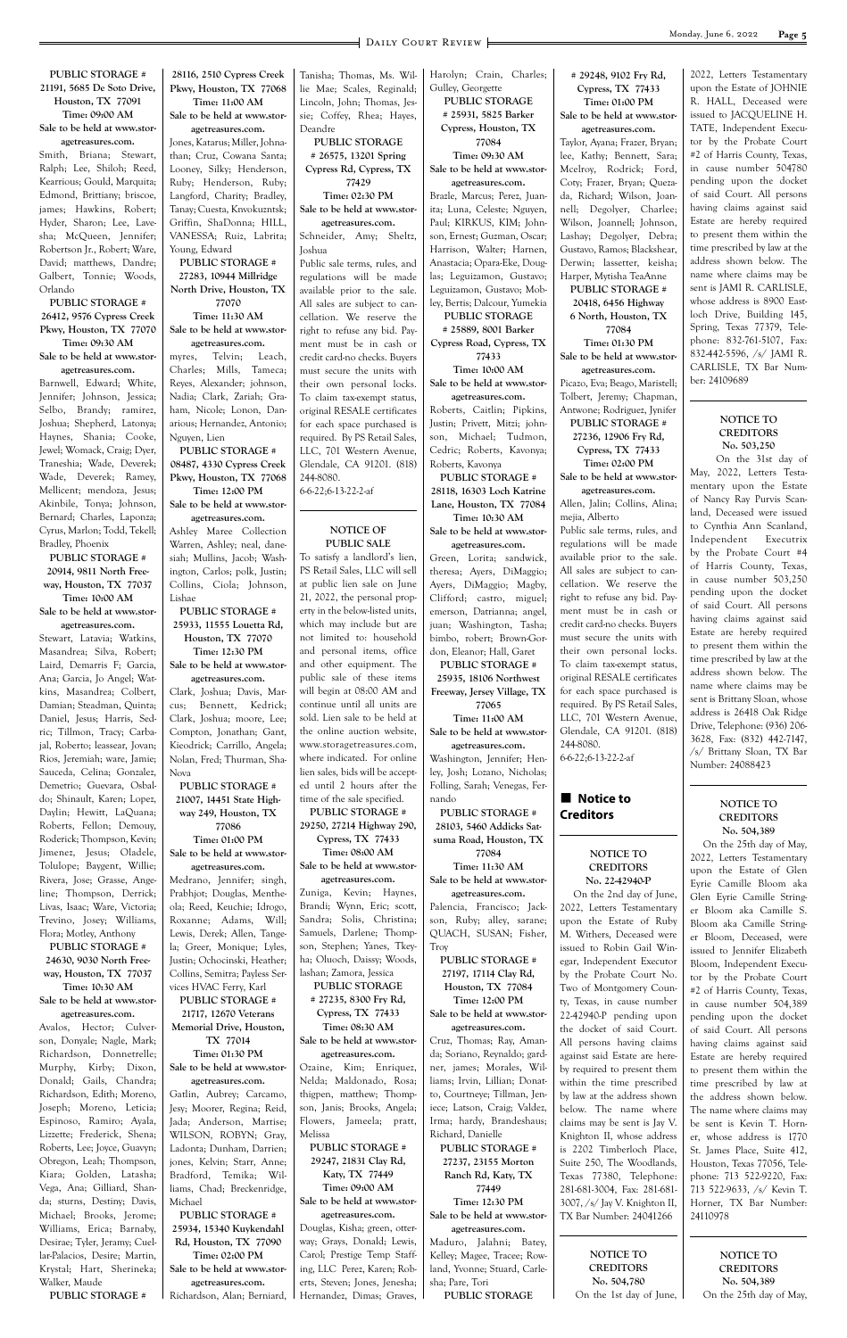**PUBLIC STORAGE # 21191, 5685 De Soto Drive, Houston, TX 77091**
**Time: 09:00 AM**
**Sale to be held at www.storagetreasures.com.**
Smith, Briana; Stewart, Ralph; Lee, Shiloh; Reed, Kearrious; Gould, Marquita; Edmond, Brittiany; briscoe, james; Hawkins, Robert; Hyder, Sharon; Lee, Lavesha; McQueen, Jennifer; Robertson Jr., Robert; Ware, David; matthews, Dandre; Galbert, Tonnie; Woods, Orlando

**PUBLIC STORAGE # 26412, 9576 Cypress Creek Pkwy, Houston, TX 77070**
**Time: 09:30 AM**
**Sale to be held at www.storagetreasures.com.**
Barnwell, Edward; White, Jennifer; Johnson, Jessica; Selbo, Brandy; ramirez, Joshua; Shepherd, Latonya; Haynes, Shania; Cooke, Jewel; Womack, Craig; Dyer, Traneshia; Wade, Deverek; Wade, Deverek; Ramey, Mellicent; mendoza, Jesus; Akinbile, Tonya; Johnson, Bernard; Charles, Laponza; Cyrus, Marlon; Todd, Tekell; Bradley, Phoenix

**PUBLIC STORAGE # 20914, 9811 North Freeway, Houston, TX 77037**
**Time: 10:00 AM**
**Sale to be held at www.storagetreasures.com.**
Stewart, Latavia; Watkins, Masandrea; Silva, Robert; Laird, Demarris F; Garcia, Ana; Garcia, Jo Angel; Watkins, Masandrea; Colbert, Damian; Steadman, Quinta; Daniel, Jesus; Harris, Sedric; Tillmon, Tracy; Carbajal, Roberto; leassear, Jovan; Rios, Jeremiah; ware, Jamie; Sauceda, Celina; Gonzalez, Demetrio; Guevara, Osbaldo; Shinault, Karen; Lopez, Daylin; Hewitt, LaQuana; Roberts, Fellon; Demouy, Roderick; Thompson, Kevin; Jimenez, Jesus; Oladele, Tolulope; Baygent, Willie; Rivera, Jose; Grasse, Angeline; Thompson, Derrick; Livas, Isaac; Ware, Victoria; Trevino, Josey; Williams, Flora; Motley, Anthony

**PUBLIC STORAGE # 24630, 9030 North Freeway, Houston, TX 77037**
**Time: 10:30 AM**
**Sale to be held at www.storagetreasures.com.**
Avalos, Hector; Culverson, Donyale; Nagle, Mark; Richardson, Donnetrelle; Murphy, Kirby; Dixon, Donald; Gails, Chandra; Richardson, Edith; Moreno, Joseph; Moreno, Leticia; Espinoso, Ramiro; Ayala, Lizzette; Frederick, Shena; Roberts, Lee; Joyce, Guavyn; Obregon, Leah; Thompson, Kiara; Golden, Latasha; Vega, Ana; Gilliard, Shanda; sturns, Destiny; Davis, Michael; Brooks, Jerome; Williams, Erica; Barnaby, Desirae; Tyler, Jeramy; Cuellar-Palacios, Desire; Martin, Krystal; Hart, Sherineka; Walker, Maude

**PUBLIC STORAGE # 28116, 2510 Cypress Creek Pkwy, Houston, TX 77068**
**Time: 11:00 AM**
**Sale to be held at www.storagetreasures.com.**
Jones, Katarus; Miller, Johnathan; Cruz, Cowana Santa; Looney, Silky; Henderson, Ruby; Henderson, Ruby; Langford, Charity; Bradley, Tanay; Cuesta, Knvokuzntsk; Griffin, ShaDonna; HILL, VANESSA; Ruiz, Labrita; Young, Edward

**PUBLIC STORAGE # 27283, 10944 Millridge North Drive, Houston, TX 77070**
**Time: 11:30 AM**
**Sale to be held at www.storagetreasures.com.**
myres, Telvin; Leach, Charles; Mills, Tameca; Reyes, Alexander; johnson, Nadia; Clark, Zariah; Graham, Nicole; Lonon, Danarious; Hernandez, Antonio; Nguyen, Lien

**PUBLIC STORAGE # 08487, 4330 Cypress Creek Pkwy, Houston, TX 77068**
**Time: 12:00 PM**
**Sale to be held at www.storagetreasures.com.**
Ashley Maree Collection Warren, Ashley; neal, danesiah; Mullins, Jacob; Washington, Carlos; polk, Justin; Collins, Ciola; Johnson, Lishae

**PUBLIC STORAGE # 25933, 11555 Louetta Rd, Houston, TX 77070**
**Time: 12:30 PM**
**Sale to be held at www.storagetreasures.com.**
Clark, Joshua; Davis, Marcus; Bennett, Kedrick; Clark, Joshua; moore, Lee; Compton, Jonathan; Gant, Kieodrick; Carrillo, Angela; Nolan, Fred; Thurman, Sha-Nova

**PUBLIC STORAGE # 21007, 14451 State Highway 249, Houston, TX 77086**
**Time: 01:00 PM**
**Sale to be held at www.storagetreasures.com.**
Medrano, Jennifer; singh, Prabhjot; Douglas, Mentheola; Reed, Keuchie; Idrogo, Roxanne; Adams, Will; Lewis, Derek; Allen, Tangela; Greer, Monique; Lyles, Justin; Ochocinski, Heather; Collins, Semitra; Payless Services HVAC Ferry, Karl

**PUBLIC STORAGE # 21717, 12670 Veterans Memorial Drive, Houston, TX 77014**
**Time: 01:30 PM**
**Sale to be held at www.storagetreasures.com.**
Gatlin, Aubrey; Carcamo, Jesy; Moorer, Regina; Reid, Jada; Anderson, Martise; WILSON, ROBYN; Gray, Ladonta; Dunham, Darrien; jones, Kelvin; Starr, Anne; Bradford, Temika; Williams, Chad; Breckenridge, Michael

**PUBLIC STORAGE # 25934, 15340 Kuykendahl Rd, Houston, TX 77090**
**Time: 02:00 PM**
**Sale to be held at www.storagetreasures.com.**
Richardson, Alan; Berniard, Tanisha; Thomas, Ms. Willie Mae; Scales, Reginald; Lincoln, John; Thomas, Jessie; Coffey, Hayes, Deandre

**PUBLIC STORAGE # 26575, 13201 Spring Cypress Rd, Cypress, TX 77429**
**Time: 02:30 PM**
**Sale to be held at www.storagetreasures.com.**
Schneider, Amy; Sheltz, Joshua

Public sale terms, rules, and regulations will be made available prior to the sale. All sales are subject to cancellation. We reserve the right to refuse any bid. Payment must be in cash or credit card-no checks. Buyers must secure the units with their own personal locks. To claim tax-exempt status, original RESALE certificates for each space purchased is required. By PS Retail Sales, LLC, 701 Western Avenue, Glendale, CA 91201. (818) 244-8080.
6-6-22;6-13-22-2-af

---

### NOTICE OF PUBLIC SALE

To satisfy a landlord's lien, PS Retail Sales, LLC will sell at public lien sale on June 21, 2022, the personal property in the below-listed units, which may include but are not limited to: household and personal items, office and other equipment. The public sale of these items will begin at 08:00 AM and continue until all units are sold. Lien sale to be held at the online auction website, www.storagetreasures.com, where indicated. For online lien sales, bids will be accepted until 2 hours after the time of the sale specified.

**PUBLIC STORAGE # 29250, 27214 Highway 290, Cypress, TX 77433**
**Time: 08:00 AM**
**Sale to be held at www.storagetreasures.com.**
Zuniga, Kevin; Haynes, Brandi; Wynn, Eric; scott, Sandra; Solis, Christina; Samuels, Darlene; Thompson, Stephen; Yanes, Tkeyha; Oluoch, Daissy; Woods, lashan; Zamora, Jessica

**PUBLIC STORAGE # 27235, 8300 Fry Rd, Cypress, TX 77433**
**Time: 08:30 AM**
**Sale to be held at www.storagetreasures.com.**
Ozaine, Kim; Enriquez, Nelda; Maldonado, Rosa; thigpen, matthew; Thompson, Janis; Brooks, Angela; Flowers, Jameela; pratt, Melissa

**PUBLIC STORAGE # 29247, 21831 Clay Rd, Katy, TX 77449**
**Time: 09:00 AM**
**Sale to be held at www.storagetreasures.com.**
Douglas, Kisha; green, otterway; Grays, Donald; Lewis, Carol; Prestige Temp Staffing, LLC Perez, Karen; Roberts, Steven; Jones, Jenesha; Hernandez, Dimas; Graves, Harolyn; Crain, Charles; Gulley, Georgette

**PUBLIC STORAGE # 25931, 5825 Barker Cypress, Houston, TX 77084**
**Time: 09:30 AM**
**Sale to be held at www.storagetreasures.com.**
Brazle, Marcus; Perez, Juanita; Luna, Celeste; Nguyen, Paul; KIRKUS, KIM; Johnson, Ernest; Guzman, Oscar; Harrison, Walter; Harnen, Anastacia; Opara-Eke, Douglas; Leguizamon, Gustavo; Leguizamon, Gustavo; Mobley, Bertis; Dalcour, Yumekia

**PUBLIC STORAGE # 25889, 8001 Barker Cypress Road, Cypress, TX 77433**
**Time: 10:00 AM**
**Sale to be held at www.storagetreasures.com.**
Roberts, Caitlin; Pipkins, Justin; Privett, Mitzi; johnson, Michael; Tudmon, Cedric; Roberts, Kavonya; Roberts, Kavonya

**PUBLIC STORAGE # 28118, 16303 Loch Katrine Lane, Houston, TX 77084**
**Time: 10:30 AM**
**Sale to be held at www.storagetreasures.com.**
Green, Lorita; sandwick, theresa; Ayers, DiMaggio; Ayers, DiMaggio; Magby, Clifford; castro, miguel; emerson, Datrianna; angel, juan; Washington, Tasha; bimbo, robert; Brown-Gordon, Eleanor; Hall, Garet

**PUBLIC STORAGE # 25935, 18106 Northwest Freeway, Jersey Village, TX 77065**
**Time: 11:00 AM**
**Sale to be held at www.storagetreasures.com.**
Washington, Jennifer; Henley, Josh; Lozano, Nicholas; Folling, Sarah; Venegas, Fernando

**PUBLIC STORAGE # 28103, 5460 Addicks Satsuma Road, Houston, TX 77084**
**Time: 11:30 AM**
**Sale to be held at www.storagetreasures.com.**
Palencia, Francisco; Jackson, Ruby; alley, sarane; QUACH, SUSAN; Fisher, Troy

**PUBLIC STORAGE # 27197, 17114 Clay Rd, Houston, TX 77084**
**Time: 12:00 PM**
**Sale to be held at www.storagetreasures.com.**
Cruz, Thomas; Ray, Amanda; Soriano, Reynaldo; gardner, james; Morales, Williams; Irvin, Lillian; Donatto, Courtneye; Tillman, Jeniece; Latson, Craig; Valdez, Irma; hardy, Brandeshaus; Richard, Danielle

**PUBLIC STORAGE # 27237, 23155 Morton Ranch Rd, Katy, TX 77449**
**Time: 12:30 PM**
**Sale to be held at www.storagetreasures.com.**
Maduro, Jalahni; Batey, Kelley; Magee, Tracee; Rowland, Yvonne; Stuard, Carlesha; Pare, Tori

**PUBLIC STORAGE # 29248, 9102 Fry Rd, Cypress, TX 77433**
**Time: 01:00 PM**
**Sale to be held at www.storagetreasures.com.**
Taylor, Ayana; Frazer, Bryan; lee, Kathy; Bennett, Sara; Mcelroy, Rodrick; Ford, Coty; Frazer, Bryan; Quezada, Richard; Wilson, Joannell; Degolyer, Charlee; Wilson, Joannell; Johnson, Lashay; Degolyer, Debra; Gustavo, Ramos; Blackshear, Derwin; lassetter, keisha; Harper, Mytisha TeaAnne

**PUBLIC STORAGE # 20418, 6456 Highway 6 North, Houston, TX 77084**
**Time: 01:30 PM**
**Sale to be held at www.storagetreasures.com.**
Picazo, Eva; Beago, Maristell; Tolbert, Jeremy; Chapman, Antwone; Rodriguez, Jynifer

**PUBLIC STORAGE # 27236, 12906 Fry Rd, Cypress, TX 77433**
**Time: 02:00 PM**
**Sale to be held at www.storagetreasures.com.**
Allen, Jalin; Collins, Alina; mejia, Alberto

Public sale terms, rules, and regulations will be made available prior to the sale. All sales are subject to cancellation. We reserve the right to refuse any bid. Payment must be in cash or credit card-no checks. Buyers must secure the units with their own personal locks. To claim tax-exempt status, original RESALE certificates for each space purchased is required. By PS Retail Sales, LLC, 701 Western Avenue, Glendale, CA 91201. (818) 244-8080.
6-6-22;6-13-22-2-af

---

## Notice to Creditors

### NOTICE TO CREDITORS
### No. 22-42940-P

On the 2nd day of June, 2022, Letters Testamentary upon the Estate of Ruby M. Withers, Deceased were issued to Robin Gail Winegar, Independent Executor by the Probate Court No. Two of Montgomery County, Texas, in cause number 22-42940-P pending upon the docket of said Court. All persons having claims against said Estate are hereby required to present them within the time prescribed by law at the address shown below. The name where claims may be sent is Jay V. Knighton II, whose address is 2202 Timberloch Place, Suite 250, The Woodlands, Texas 77380, Telephone: 281-681-3004, Fax: 281-681-3007, /s/ Jay V. Knighton II, TX Bar Number: 24041266

### NOTICE TO CREDITORS
### No. 504,780

On the 1st day of June, 2022, Letters Testamentary upon the Estate of JOHNIE R. HALL, Deceased were issued to JACQUELINE H. TATE, Independent Executor by the Probate Court #2 of Harris County, Texas, in cause number 504780 pending upon the docket of said Court. All persons having claims against said Estate are hereby required to present them within the time prescribed by law at the address shown below. The name where claims may be sent is JAMI R. CARLISLE, whose address is 8900 Eastloch Drive, Building 145, Spring, Texas 77379, Telephone: 832-761-5107, Fax: 832-442-5596, /s/ JAMI R. CARLISLE, TX Bar Number: 24109689

### NOTICE TO CREDITORS
### No. 503,250

On the 31st day of May, 2022, Letters Testamentary upon the Estate of Nancy Ray Purvis Scanland, Deceased were issued to Cynthia Ann Scanland, Independent Executrix by the Probate Court #4 of Harris County, Texas, in cause number 503,250 pending upon the docket of said Court. All persons having claims against said Estate are hereby required to present them within the time prescribed by law at the address shown below. The name where claims may be sent is Brittany Sloan, whose address is 26418 Oak Ridge Drive, Telephone: (936) 206-3628, Fax: (832) 442-7147, /s/ Brittany Sloan, TX Bar Number: 24088423

### NOTICE TO CREDITORS
### No. 504,389

On the 25th day of May, 2022, Letters Testamentary upon the Estate of Glen Eyrie Camille Bloom aka Glen Eyrie Camille Stringer Bloom aka Camille S. Bloom aka Camille Stringer Bloom, Deceased, were issued to Jennifer Elizabeth Bloom, Independent Executor by the Probate Court #2 of Harris County, Texas, in cause number 504,389 pending upon the docket of said Court. All persons having claims against said Estate are hereby required to present them within the time prescribed by law at the address shown below. The name where claims may be sent is Kevin T. Horner, whose address is 1770 St. James Place, Suite 412, Houston, Texas 77056, Telephone: 713 522-9220, Fax: 713 522-9633, /s/ Kevin T. Horner, TX Bar Number: 24110978

### NOTICE TO CREDITORS
### No. 504,389

On the 25th day of May,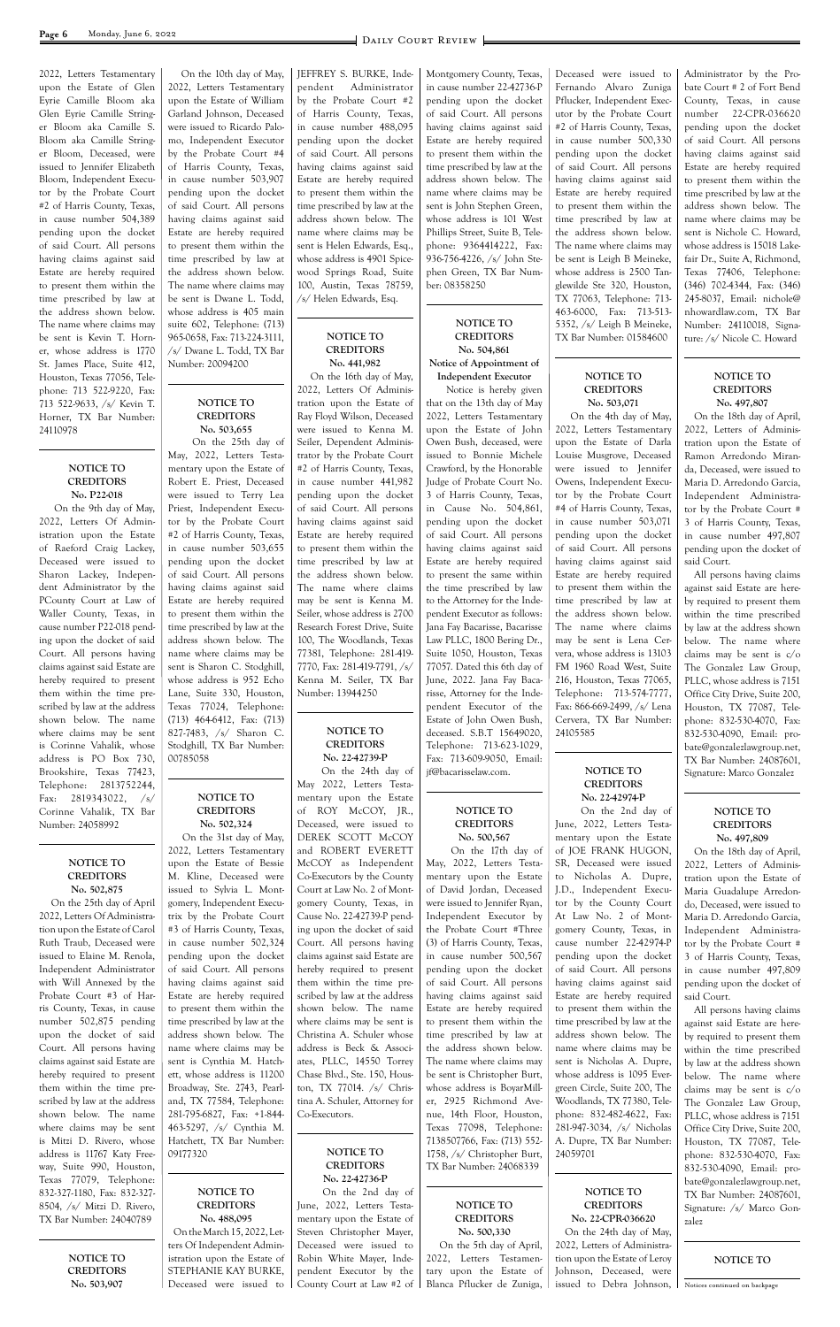2022, Letters Testamentary upon the Estate of Glen Eyrie Camille Bloom aka Glen Eyrie Camille Stringer Bloom aka Camille S. Bloom aka Camille Stringer Bloom, Deceased, were issued to Jennifer Elizabeth Bloom, Independent Executor by the Probate Court #2 of Harris County, Texas, in cause number 504,389 pending upon the docket of said Court. All persons having claims against said Estate are hereby required to present them within the time prescribed by law at the address shown below. The name where claims may be sent is Kevin T. Horner, whose address is 1770 St. James Place, Suite 412, Houston, Texas 77056, Telephone: 713 522-9220, Fax: 713 522-9633, /s/ Kevin T. Horner, TX Bar Number: 24110978

### NOTICE TO CREDITORS No. P22-018

On the 9th day of May, 2022, Letters Of Administration upon the Estate of Raeford Craig Lackey, Deceased were issued to Sharon Lackey, Independent Administrator by the PCounty Court at Law of Waller County, Texas, in cause number P22-018 pending upon the docket of said Court. All persons having claims against said Estate are hereby required to present them within the time prescribed by law at the address shown below. The name where claims may be sent is Corinne Vahalik, whose address is PO Box 730, Brookshire, Texas 77423, Telephone: 2813752244, Fax: 2819343022, /s/ Corinne Vahalik, TX Bar Number: 24058992

### NOTICE TO CREDITORS No. 502,875

On the 25th day of April 2022, Letters Of Administration upon the Estate of Carol Ruth Traub, Deceased were issued to Elaine M. Renola, Independent Administrator with Will Annexed by the Probate Court #3 of Harris County, Texas, in cause number 502,875 pending upon the docket of said Court. All persons having claims against said Estate are hereby required to present them within the time prescribed by law at the address shown below. The name where claims may be sent is Mitzi D. Rivero, whose address is 11767 Katy Freeway, Suite 990, Houston, Texas 77079, Telephone: 832-327-1180, Fax: 832-327-8504, /s/ Mitzi D. Rivero, TX Bar Number: 24040789

### NOTICE TO CREDITORS No. 503,907

On the 10th day of May, 2022, Letters Testamentary upon the Estate of William Garland Johnson, Deceased were issued to Ricardo Palomo, Independent Executor by the Probate Court #4 of Harris County, Texas, in cause number 503,907 pending upon the docket of said Court. All persons having claims against said Estate are hereby required to present them within the time prescribed by law at the address shown below. The name where claims may be sent is Dwane L. Todd, whose address is 405 main suite 602, Telephone: (713) 965-0658, Fax: 713-224-3111, /s/ Dwane L. Todd, TX Bar Number: 20094200

### NOTICE TO CREDITORS No. 503,655

On the 25th day of May, 2022, Letters Testamentary upon the Estate of Robert E. Priest, Deceased were issued to Terry Lea Priest, Independent Executor by the Probate Court #2 of Harris County, Texas, in cause number 503,655 pending upon the docket of said Court. All persons having claims against said Estate are hereby required to present them within the time prescribed by law at the address shown below. The name where claims may be sent is Sharon C. Stodghill, whose address is 952 Echo Lane, Suite 330, Houston, Texas 77024, Telephone: (713) 464-6412, Fax: (713) 827-7483, /s/ Sharon C. Stodghill, TX Bar Number: 00785058

### NOTICE TO CREDITORS No. 502,324

On the 31st day of May, 2022, Letters Testamentary upon the Estate of Bessie M. Kline, Deceased were issued to Sylvia L. Montgomery, Independent Executrix by the Probate Court #3 of Harris County, Texas, in cause number 502,324 pending upon the docket of said Court. All persons having claims against said Estate are hereby required to present them within the time prescribed by law at the address shown below. The name where claims may be sent is Cynthia M. Hatchett, whose address is 11200 Broadway, Ste. 2743, Pearland, TX 77584, Telephone: 281-795-6827, Fax: +1-844-463-5297, /s/ Cynthia M. Hatchett, TX Bar Number: 09177320

### NOTICE TO CREDITORS No. 488,095

On the March 15, 2022, Letters Of Independent Administration upon the Estate of STEPHANIE KAY BURKE, Deceased were issued to JEFFREY S. BURKE, Independent Administrator by the Probate Court #2 of Harris County, Texas, in cause number 488,095 pending upon the docket of said Court. All persons having claims against said Estate are hereby required to present them within the time prescribed by law at the address shown below. The name where claims may be sent is Helen Edwards, Esq., whose address is 4901 Spicewood Springs Road, Suite 100, Austin, Texas 78759, /s/ Helen Edwards, Esq.

### NOTICE TO CREDITORS No. 441,982

On the 16th day of May, 2022, Letters Of Administration upon the Estate of Ray Floyd Wilson, Deceased were issued to Kenna M. Seiler, Dependent Administrator by the Probate Court #2 of Harris County, Texas, in cause number 441,982 pending upon the docket of said Court. All persons having claims against said Estate are hereby required to present them within the time prescribed by law at the address shown below. The name where claims may be sent is Kenna M. Seiler, whose address is 2700 Research Forest Drive, Suite 100, The Woodlands, Texas 77381, Telephone: 281-419-7770, Fax: 281-419-7791, /s/ Kenna M. Seiler, TX Bar Number: 13944250

### NOTICE TO CREDITORS No. 22-42739-P

On the 24th day of May 2022, Letters Testamentary upon the Estate of ROY McCOY, JR., Deceased, were issued to DEREK SCOTT McCOY and ROBERT EVERETT McCOY as Independent Co-Executors by the County Court at Law No. 2 of Montgomery County, Texas, in Cause No. 22-42739-P pending upon the docket of said Court. All persons having claims against said Estate are hereby required to present them within the time prescribed by law at the address shown below. The name where claims may be sent is Christina A. Schuler whose address is Beck & Associates, PLLC, 14550 Torrey Chase Blvd., Ste. 150, Houston, TX 77014. /s/ Christina A. Schuler, Attorney for Co-Executors.

### NOTICE TO CREDITORS No. 22-42736-P

On the 2nd day of June, 2022, Letters Testamentary upon the Estate of Steven Christopher Mayer, Deceased were issued to Robin White Mayer, Independent Executor by the County Court at Law #2 of Montgomery County, Texas, in cause number 22-42736-P pending upon the docket of said Court. All persons having claims against said Estate are hereby required to present them within the time prescribed by law at the address shown below. The name where claims may be sent is John Stephen Green, whose address is 101 West Phillips Street, Suite B, Telephone: 9364414222, Fax: 936-756-4226, /s/ John Stephen Green, TX Bar Number: 08358250

### NOTICE TO CREDITORS No. 504,861 Notice of Appointment of Independent Executor

Notice is hereby given that on the 13th day of May 2022, Letters Testamentary upon the Estate of John Owen Bush, deceased, were issued to Bonnie Michele Crawford, by the Honorable Judge of Probate Court No. 3 of Harris County, Texas, in Cause No. 504,861, pending upon the docket of said Court. All persons having claims against said Estate are hereby required to present the same within the time prescribed by law to the Attorney for the Independent Executor as follows: Jana Fay Bacarisse, Bacarisse Law PLLC, 1800 Bering Dr., Suite 1050, Houston, Texas 77057. Dated this 6th day of June, 2022. Jana Fay Bacarisse, Attorney for the Independent Executor of the Estate of John Owen Bush, deceased. S.B.T 15649020, Telephone: 713-623-1029, Fax: 713-609-9050, Email: jf@bacarisselaw.com.

### NOTICE TO CREDITORS No. 500,567

On the 17th day of May, 2022, Letters Testamentary upon the Estate of David Jordan, Deceased were issued to Jennifer Ryan, Independent Executor by the Probate Court #Three (3) of Harris County, Texas, in cause number 500,567 pending upon the docket of said Court. All persons having claims against said Estate are hereby required to present them within the time prescribed by law at the address shown below. The name where claims may be sent is Christopher Burt, whose address is BoyarMiller, 2925 Richmond Avenue, 14th Floor, Houston, Texas 77098, Telephone: 7138507766, Fax: (713) 552-1758, /s/ Christopher Burt, TX Bar Number: 24068339

### NOTICE TO CREDITORS No. 500,330

On the 5th day of April, 2022, Letters Testamentary upon the Estate of Blanca Pflucker de Zuniga, Deceased were issued to Fernando Alvaro Zuniga Pflucker, Independent Executor by the Probate Court #2 of Harris County, Texas, in cause number 500,330 pending upon the docket of said Court. All persons having claims against said Estate are hereby required to present them within the time prescribed by law at the address shown below. The name where claims may be sent is Leigh B Meineke, whose address is 2500 Tanglewilde Ste 320, Houston, TX 77063, Telephone: 713-463-6000, Fax: 713-513-5352, /s/ Leigh B Meineke, TX Bar Number: 01584600

### NOTICE TO CREDITORS No. 503,071

On the 4th day of May, 2022, Letters Testamentary upon the Estate of Darla Louise Musgrove, Deceased were issued to Jennifer Owens, Independent Executor by the Probate Court #4 of Harris County, Texas, in cause number 503,071 pending upon the docket of said Court. All persons having claims against said Estate are hereby required to present them within the time prescribed by law at the address shown below. The name where claims may be sent is Lena Cervera, whose address is 13103 FM 1960 Road West, Suite 216, Houston, Texas 77065, Telephone: 713-574-7777, Fax: 866-669-2499, /s/ Lena Cervera, TX Bar Number: 24105585

### NOTICE TO CREDITORS No. 22-42974-P

On the 2nd day of June, 2022, Letters Testamentary upon the Estate of JOE FRANK HUGON, SR, Deceased were issued to Nicholas A. Dupre, J.D., Independent Executor by the County Court At Law No. 2 of Montgomery County, Texas, in cause number 22-42974-P pending upon the docket of said Court. All persons having claims against said Estate are hereby required to present them within the time prescribed by law at the address shown below. The name where claims may be sent is Nicholas A. Dupre, whose address is 1095 Evergreen Circle, Suite 200, The Woodlands, TX 77380, Telephone: 832-482-4622, Fax: 281-947-3034, /s/ Nicholas A. Dupre, TX Bar Number: 24059701

### NOTICE TO CREDITORS No. 22-CPR-036620

On the 24th day of May, 2022, Letters of Administration upon the Estate of Leroy Johnson, Deceased, were issued to Debra Johnson, Administrator by the Probate Court # 2 of Fort Bend County, Texas, in cause number 22-CPR-036620 pending upon the docket of said Court. All persons having claims against said Estate are hereby required to present them within the time prescribed by law at the address shown below. The name where claims may be sent is Nichole C. Howard, whose address is 15018 Lakefair Dr., Suite A, Richmond, Texas 77406, Telephone: (346) 702-4344, Fax: (346) 245-8037, Email: nichole@nhowardlaw.com, TX Bar Number: 24110018, Signature: /s/ Nicole C. Howard

### NOTICE TO CREDITORS No. 497,807

On the 18th day of April, 2022, Letters of Administration upon the Estate of Ramon Arredondo Miranda, Deceased, were issued to Maria D. Arredondo Garcia, Independent Administrator by the Probate Court # 3 of Harris County, Texas, in cause number 497,807 pending upon the docket of said Court.

All persons having claims against said Estate are hereby required to present them within the time prescribed by law at the address shown below. The name where claims may be sent is c/o The Gonzalez Law Group, PLLC, whose address is 7151 Office City Drive, Suite 200, Houston, TX 77087, Telephone: 832-530-4070, Fax: 832-530-4090, Email: probate@gonzalezlawgroup.net, TX Bar Number: 24087601, Signature: Marco Gonzalez

### NOTICE TO CREDITORS No. 497,809

On the 18th day of April, 2022, Letters of Administration upon the Estate of Maria Guadalupe Arredondo, Deceased, were issued to Maria D. Arredondo Garcia, Independent Administrator by the Probate Court # 3 of Harris County, Texas, in cause number 497,809 pending upon the docket of said Court.

All persons having claims against said Estate are hereby required to present them within the time prescribed by law at the address shown below. The name where claims may be sent is c/o The Gonzalez Law Group, PLLC, whose address is 7151 Office City Drive, Suite 200, Houston, TX 77087, Telephone: 832-530-4070, Fax: 832-530-4090, Email: probate@gonzalezlawgroup.net, TX Bar Number: 24087601, Signature: /s/ Marco Gonzalez

### NOTICE TO

Notices continued on backpage